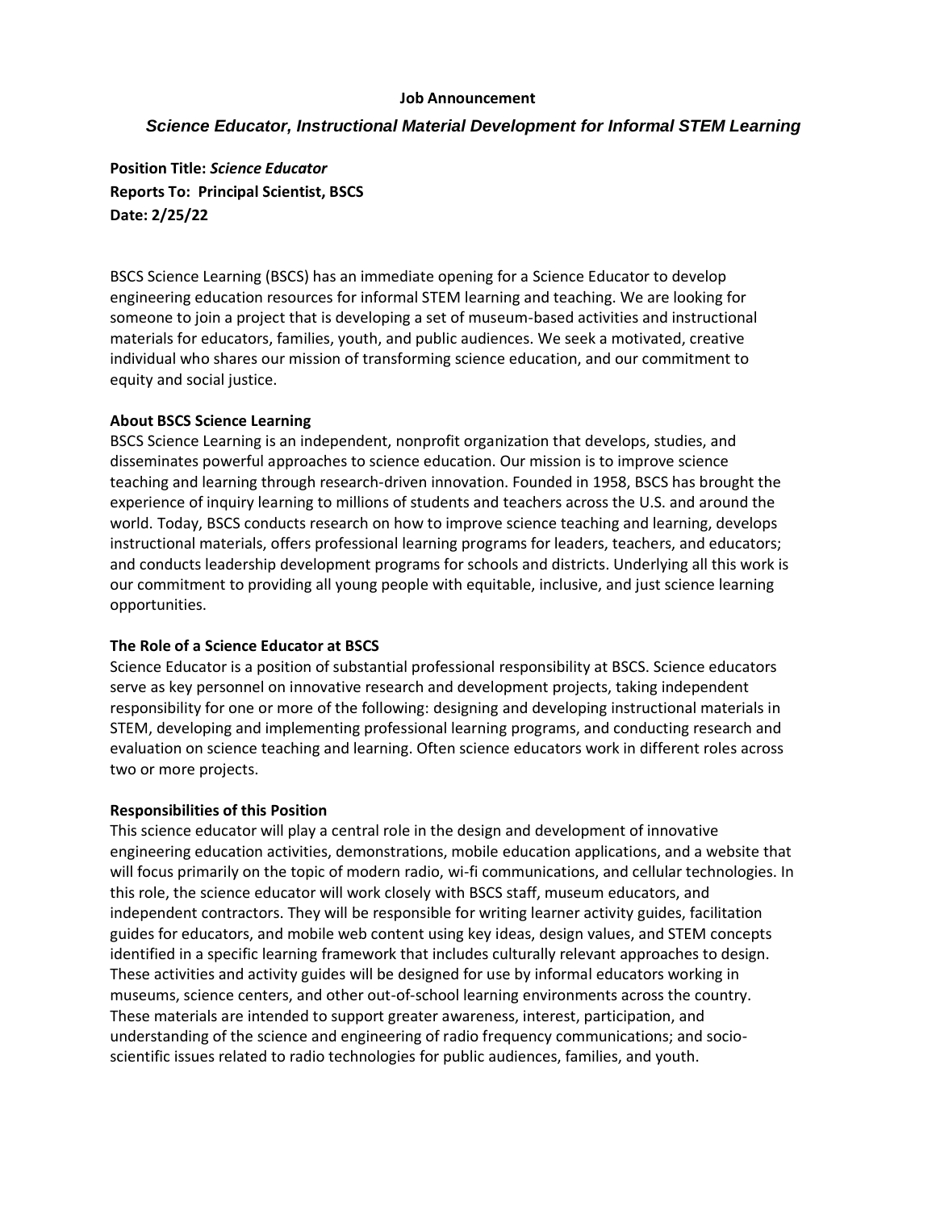**Job Announcement**

# *Science Educator, Instructional Material Development for Informal STEM Learning*

**Position Title:** ***Science Educator***
**Reports To: Principal Scientist, BSCS**
**Date: 2/25/22**

BSCS Science Learning (BSCS) has an immediate opening for a Science Educator to develop engineering education resources for informal STEM learning and teaching. We are looking for someone to join a project that is developing a set of museum-based activities and instructional materials for educators, families, youth, and public audiences. We seek a motivated, creative individual who shares our mission of transforming science education, and our commitment to equity and social justice.

## About BSCS Science Learning

BSCS Science Learning is an independent, nonprofit organization that develops, studies, and disseminates powerful approaches to science education. Our mission is to improve science teaching and learning through research-driven innovation. Founded in 1958, BSCS has brought the experience of inquiry learning to millions of students and teachers across the U.S. and around the world. Today, BSCS conducts research on how to improve science teaching and learning, develops instructional materials, offers professional learning programs for leaders, teachers, and educators; and conducts leadership development programs for schools and districts. Underlying all this work is our commitment to providing all young people with equitable, inclusive, and just science learning opportunities.

## The Role of a Science Educator at BSCS

Science Educator is a position of substantial professional responsibility at BSCS. Science educators serve as key personnel on innovative research and development projects, taking independent responsibility for one or more of the following: designing and developing instructional materials in STEM, developing and implementing professional learning programs, and conducting research and evaluation on science teaching and learning. Often science educators work in different roles across two or more projects.

## Responsibilities of this Position

This science educator will play a central role in the design and development of innovative engineering education activities, demonstrations, mobile education applications, and a website that will focus primarily on the topic of modern radio, wi-fi communications, and cellular technologies. In this role, the science educator will work closely with BSCS staff, museum educators, and independent contractors. They will be responsible for writing learner activity guides, facilitation guides for educators, and mobile web content using key ideas, design values, and STEM concepts identified in a specific learning framework that includes culturally relevant approaches to design. These activities and activity guides will be designed for use by informal educators working in museums, science centers, and other out-of-school learning environments across the country. These materials are intended to support greater awareness, interest, participation, and understanding of the science and engineering of radio frequency communications; and socio-scientific issues related to radio technologies for public audiences, families, and youth.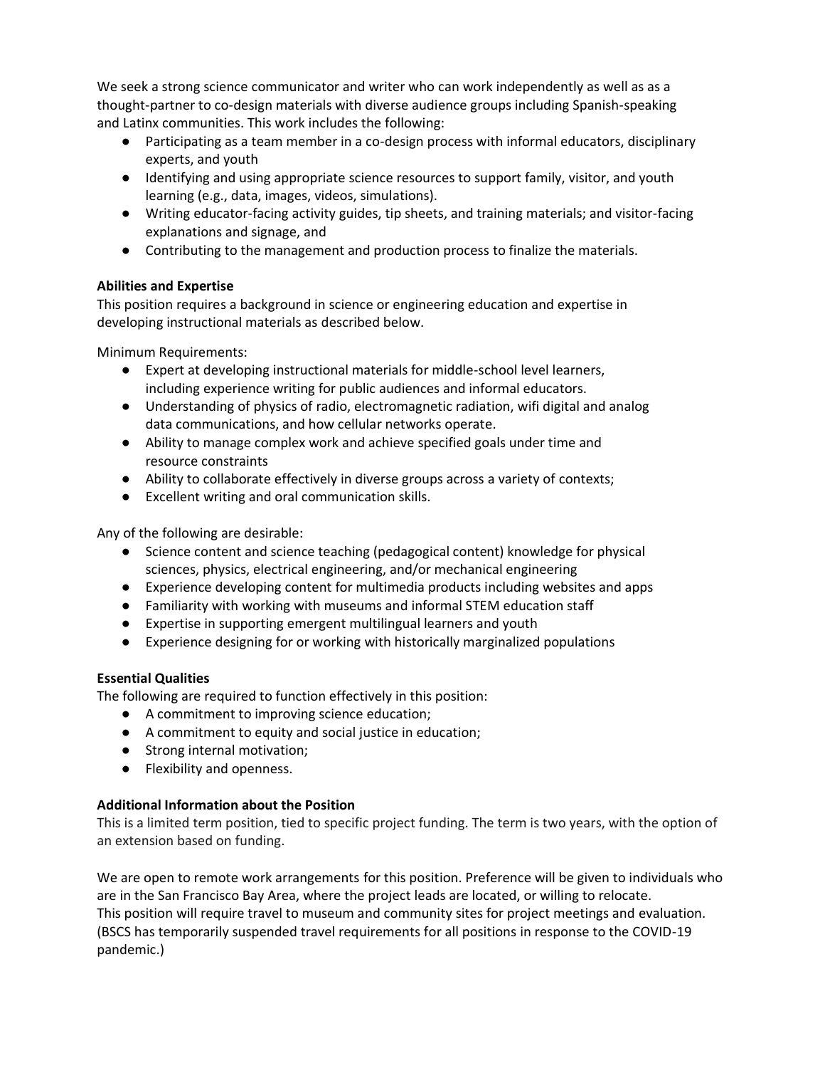We seek a strong science communicator and writer who can work independently as well as as a thought-partner to co-design materials with diverse audience groups including Spanish-speaking and Latinx communities. This work includes the following:

- Participating as a team member in a co-design process with informal educators, disciplinary experts, and youth
- Identifying and using appropriate science resources to support family, visitor, and youth learning (e.g., data, images, videos, simulations).
- Writing educator-facing activity guides, tip sheets, and training materials; and visitor-facing explanations and signage, and
- Contributing to the management and production process to finalize the materials.

**Abilities and Expertise**

This position requires a background in science or engineering education and expertise in developing instructional materials as described below.

Minimum Requirements:

- Expert at developing instructional materials for middle-school level learners, including experience writing for public audiences and informal educators.
- Understanding of physics of radio, electromagnetic radiation, wifi digital and analog data communications, and how cellular networks operate.
- Ability to manage complex work and achieve specified goals under time and resource constraints
- Ability to collaborate effectively in diverse groups across a variety of contexts;
- Excellent writing and oral communication skills.

Any of the following are desirable:

- Science content and science teaching (pedagogical content) knowledge for physical sciences, physics, electrical engineering, and/or mechanical engineering
- Experience developing content for multimedia products including websites and apps
- Familiarity with working with museums and informal STEM education staff
- Expertise in supporting emergent multilingual learners and youth
- Experience designing for or working with historically marginalized populations

**Essential Qualities**

The following are required to function effectively in this position:

- A commitment to improving science education;
- A commitment to equity and social justice in education;
- Strong internal motivation;
- Flexibility and openness.

**Additional Information about the Position**

This is a limited term position, tied to specific project funding. The term is two years, with the option of an extension based on funding.

We are open to remote work arrangements for this position. Preference will be given to individuals who are in the San Francisco Bay Area, where the project leads are located, or willing to relocate. This position will require travel to museum and community sites for project meetings and evaluation. (BSCS has temporarily suspended travel requirements for all positions in response to the COVID-19 pandemic.)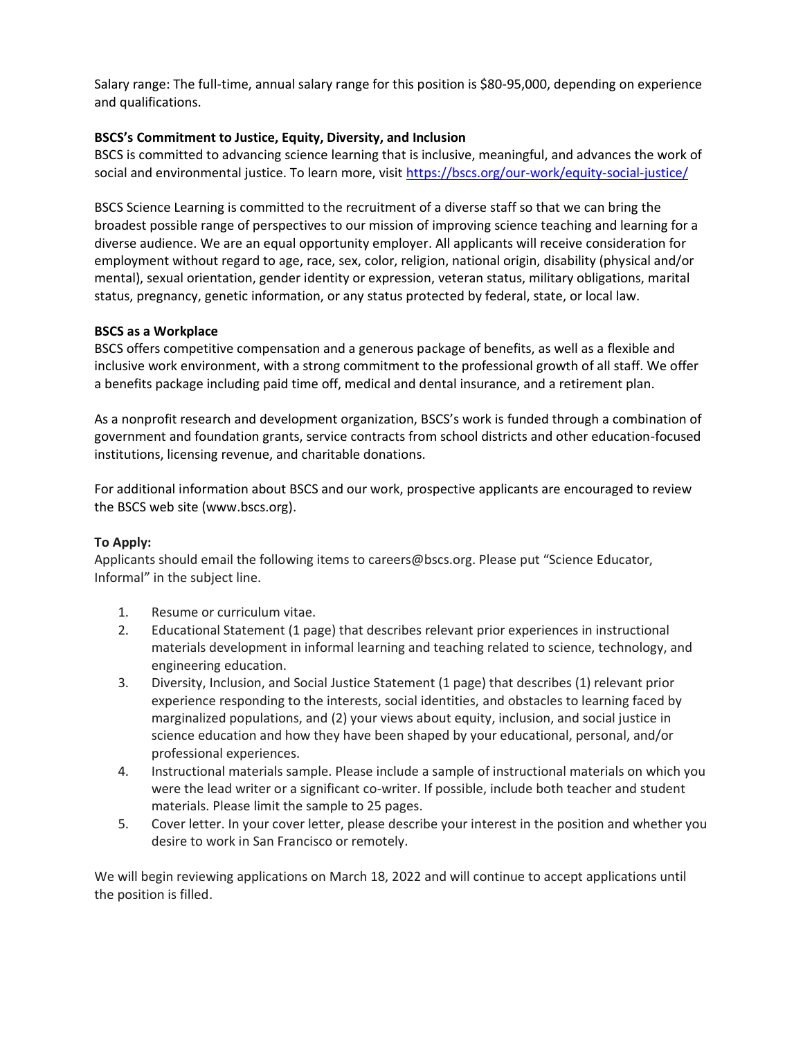Salary range: The full-time, annual salary range for this position is $80-95,000, depending on experience and qualifications.

**BSCS's Commitment to Justice, Equity, Diversity, and Inclusion**
BSCS is committed to advancing science learning that is inclusive, meaningful, and advances the work of social and environmental justice. To learn more, visit https://bscs.org/our-work/equity-social-justice/

BSCS Science Learning is committed to the recruitment of a diverse staff so that we can bring the broadest possible range of perspectives to our mission of improving science teaching and learning for a diverse audience. We are an equal opportunity employer. All applicants will receive consideration for employment without regard to age, race, sex, color, religion, national origin, disability (physical and/or mental), sexual orientation, gender identity or expression, veteran status, military obligations, marital status, pregnancy, genetic information, or any status protected by federal, state, or local law.

**BSCS as a Workplace**
BSCS offers competitive compensation and a generous package of benefits, as well as a flexible and inclusive work environment, with a strong commitment to the professional growth of all staff. We offer a benefits package including paid time off, medical and dental insurance, and a retirement plan.

As a nonprofit research and development organization, BSCS's work is funded through a combination of government and foundation grants, service contracts from school districts and other education-focused institutions, licensing revenue, and charitable donations.

For additional information about BSCS and our work, prospective applicants are encouraged to review the BSCS web site (www.bscs.org).

**To Apply:**
Applicants should email the following items to careers@bscs.org. Please put "Science Educator, Informal" in the subject line.

1. Resume or curriculum vitae.
2. Educational Statement (1 page) that describes relevant prior experiences in instructional materials development in informal learning and teaching related to science, technology, and engineering education.
3. Diversity, Inclusion, and Social Justice Statement (1 page) that describes (1) relevant prior experience responding to the interests, social identities, and obstacles to learning faced by marginalized populations, and (2) your views about equity, inclusion, and social justice in science education and how they have been shaped by your educational, personal, and/or professional experiences.
4. Instructional materials sample. Please include a sample of instructional materials on which you were the lead writer or a significant co-writer. If possible, include both teacher and student materials. Please limit the sample to 25 pages.
5. Cover letter. In your cover letter, please describe your interest in the position and whether you desire to work in San Francisco or remotely.

We will begin reviewing applications on March 18, 2022 and will continue to accept applications until the position is filled.